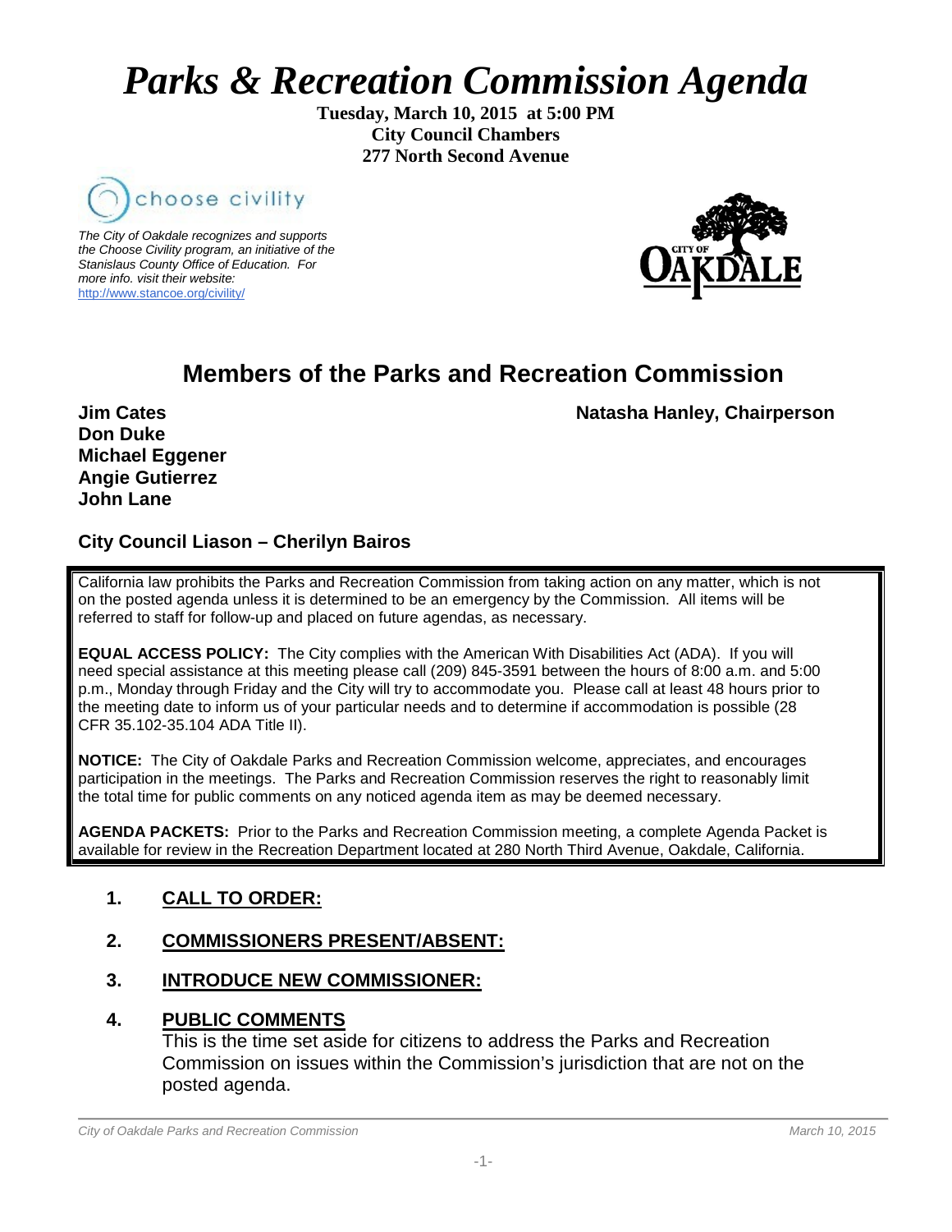# *Parks & Recreation Commission Agenda*

**Tuesday, March 10, 2015 at 5:00 PM**
**City Council Chambers**
**277 North Second Avenue**

choose civility

*The City of Oakdale recognizes and supports the Choose Civility program, an initiative of the Stanislaus County Office of Education. For more info. visit their website:* http://www.stancoe.org/civility/

CITY OF OAKDALE

## Members of the Parks and Recreation Commission

**Natasha Hanley, Chairperson**

**Jim Cates**
**Don Duke**
**Michael Eggener**
**Angie Gutierrez**
**John Lane**

**City Council Liason – Cherilyn Bairos**

California law prohibits the Parks and Recreation Commission from taking action on any matter, which is not on the posted agenda unless it is determined to be an emergency by the Commission. All items will be referred to staff for follow-up and placed on future agendas, as necessary.

**EQUAL ACCESS POLICY:** The City complies with the American With Disabilities Act (ADA). If you will need special assistance at this meeting please call (209) 845-3591 between the hours of 8:00 a.m. and 5:00 p.m., Monday through Friday and the City will try to accommodate you. Please call at least 48 hours prior to the meeting date to inform us of your particular needs and to determine if accommodation is possible (28 CFR 35.102-35.104 ADA Title II).

**NOTICE:** The City of Oakdale Parks and Recreation Commission welcome, appreciates, and encourages participation in the meetings. The Parks and Recreation Commission reserves the right to reasonably limit the total time for public comments on any noticed agenda item as may be deemed necessary.

**AGENDA PACKETS:** Prior to the Parks and Recreation Commission meeting, a complete Agenda Packet is available for review in the Recreation Department located at 280 North Third Avenue, Oakdale, California.

1. **CALL TO ORDER:**

2. **COMMISSIONERS PRESENT/ABSENT:**

3. **INTRODUCE NEW COMMISSIONER:**

4. **PUBLIC COMMENTS**
   This is the time set aside for citizens to address the Parks and Recreation Commission on issues within the Commission's jurisdiction that are not on the posted agenda.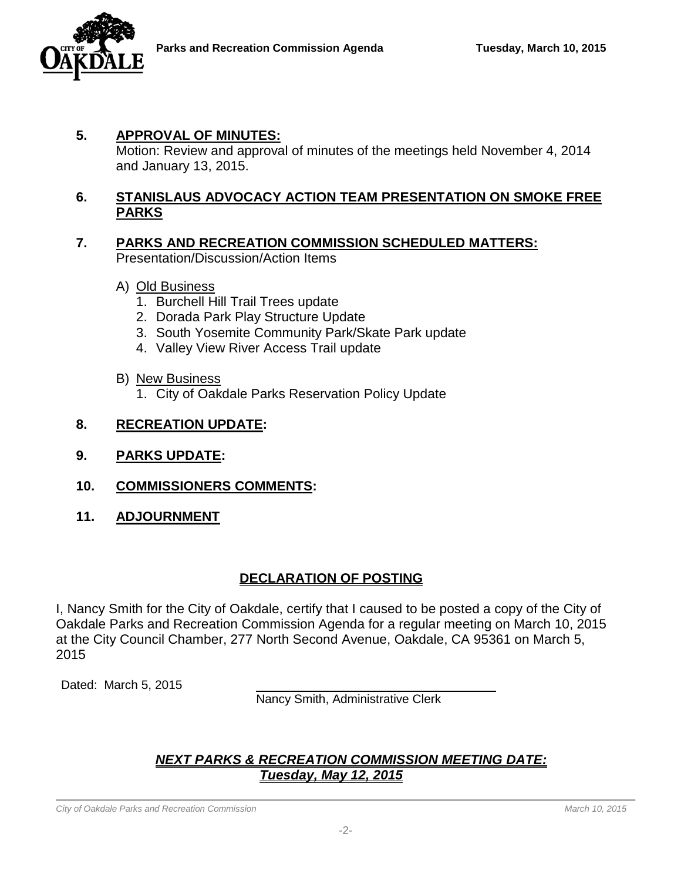5. **APPROVAL OF MINUTES:**
   Motion: Review and approval of minutes of the meetings held November 4, 2014 and January 13, 2015.

6. **STANISLAUS ADVOCACY ACTION TEAM PRESENTATION ON SMOKE FREE PARKS**

7. **PARKS AND RECREATION COMMISSION SCHEDULED MATTERS:**
   Presentation/Discussion/Action Items

   A) Old Business
      1. Burchell Hill Trail Trees update
      2. Dorada Park Play Structure Update
      3. South Yosemite Community Park/Skate Park update
      4. Valley View River Access Trail update

   B) New Business
      1. City of Oakdale Parks Reservation Policy Update

8. **RECREATION UPDATE:**

9. **PARKS UPDATE:**

10. **COMMISSIONERS COMMENTS:**

11. **ADJOURNMENT**

## DECLARATION OF POSTING

I, Nancy Smith for the City of Oakdale, certify that I caused to be posted a copy of the City of Oakdale Parks and Recreation Commission Agenda for a regular meeting on March 10, 2015 at the City Council Chamber, 277 North Second Avenue, Oakdale, CA 95361 on March 5, 2015

Dated: March 5, 2015

Nancy Smith, Administrative Clerk

***NEXT PARKS & RECREATION COMMISSION MEETING DATE:***
***Tuesday, May 12, 2015***